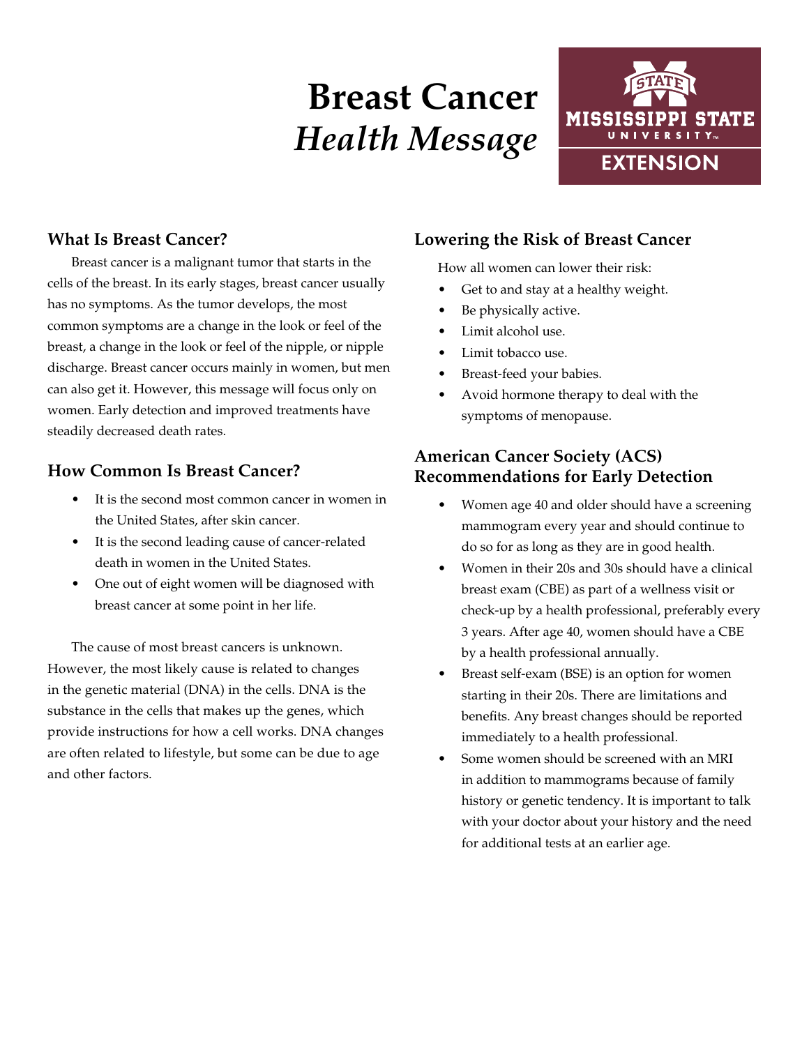# Breast Cancer
# *Health Message*

MISSISSIPPI STATE UNIVERSITY EXTENSION

## What Is Breast Cancer?

Breast cancer is a malignant tumor that starts in the cells of the breast. In its early stages, breast cancer usually has no symptoms. As the tumor develops, the most common symptoms are a change in the look or feel of the breast, a change in the look or feel of the nipple, or nipple discharge. Breast cancer occurs mainly in women, but men can also get it. However, this message will focus only on women. Early detection and improved treatments have steadily decreased death rates.

## How Common Is Breast Cancer?

- It is the second most common cancer in women in the United States, after skin cancer.
- It is the second leading cause of cancer-related death in women in the United States.
- One out of eight women will be diagnosed with breast cancer at some point in her life.

The cause of most breast cancers is unknown. However, the most likely cause is related to changes in the genetic material (DNA) in the cells. DNA is the substance in the cells that makes up the genes, which provide instructions for how a cell works. DNA changes are often related to lifestyle, but some can be due to age and other factors.

## Lowering the Risk of Breast Cancer

How all women can lower their risk:

- Get to and stay at a healthy weight.
- Be physically active.
- Limit alcohol use.
- Limit tobacco use.
- Breast-feed your babies.
- Avoid hormone therapy to deal with the symptoms of menopause.

## American Cancer Society (ACS) Recommendations for Early Detection

- Women age 40 and older should have a screening mammogram every year and should continue to do so for as long as they are in good health.
- Women in their 20s and 30s should have a clinical breast exam (CBE) as part of a wellness visit or check-up by a health professional, preferably every 3 years. After age 40, women should have a CBE by a health professional annually.
- Breast self-exam (BSE) is an option for women starting in their 20s. There are limitations and benefits. Any breast changes should be reported immediately to a health professional.
- Some women should be screened with an MRI in addition to mammograms because of family history or genetic tendency. It is important to talk with your doctor about your history and the need for additional tests at an earlier age.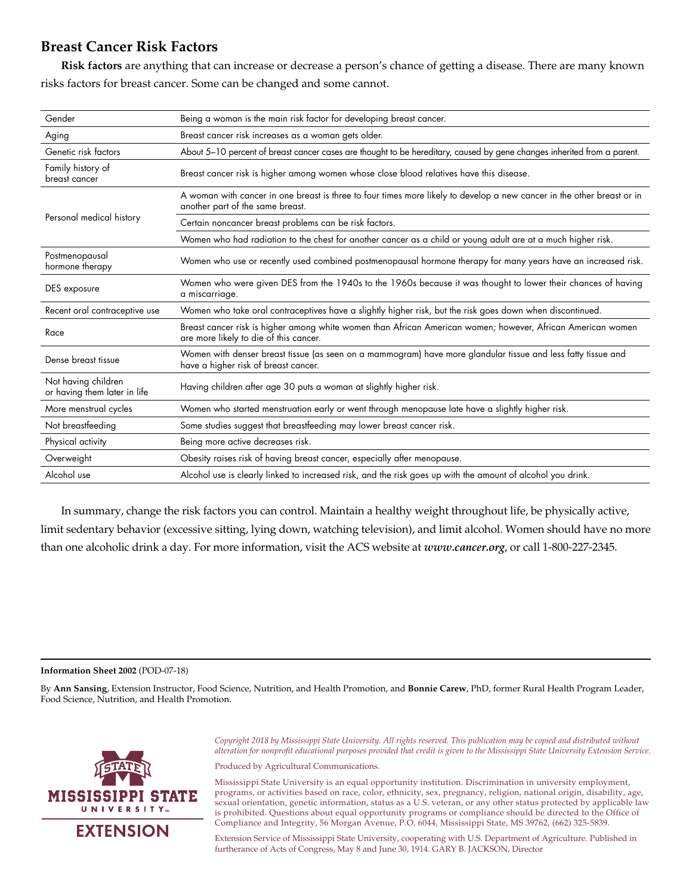## Breast Cancer Risk Factors

**Risk factors** are anything that can increase or decrease a person's chance of getting a disease. There are many known risks factors for breast cancer. Some can be changed and some cannot.

| | |
|---|---|
| Gender | Being a woman is the main risk factor for developing breast cancer. |
| Aging | Breast cancer risk increases as a woman gets older. |
| Genetic risk factors | About 5–10 percent of breast cancer cases are thought to be hereditary, caused by gene changes inherited from a parent. |
| Family history of breast cancer | Breast cancer risk is higher among women whose close blood relatives have this disease. |
| Personal medical history | A woman with cancer in one breast is three to four times more likely to develop a new cancer in the other breast or in another part of the same breast. |
| | Certain noncancer breast problems can be risk factors. |
| | Women who had radiation to the chest for another cancer as a child or young adult are at a much higher risk. |
| Postmenopausal hormone therapy | Women who use or recently used combined postmenopausal hormone therapy for many years have an increased risk. |
| DES exposure | Women who were given DES from the 1940s to the 1960s because it was thought to lower their chances of having a miscarriage. |
| Recent oral contraceptive use | Women who take oral contraceptives have a slightly higher risk, but the risk goes down when discontinued. |
| Race | Breast cancer risk is higher among white women than African American women; however, African American women are more likely to die of this cancer. |
| Dense breast tissue | Women with denser breast tissue (as seen on a mammogram) have more glandular tissue and less fatty tissue and have a higher risk of breast cancer. |
| Not having children or having them later in life | Having children after age 30 puts a woman at slightly higher risk. |
| More menstrual cycles | Women who started menstruation early or went through menopause late have a slightly higher risk. |
| Not breastfeeding | Some studies suggest that breastfeeding may lower breast cancer risk. |
| Physical activity | Being more active decreases risk. |
| Overweight | Obesity raises risk of having breast cancer, especially after menopause. |
| Alcohol use | Alcohol use is clearly linked to increased risk, and the risk goes up with the amount of alcohol you drink. |

In summary, change the risk factors you can control. Maintain a healthy weight throughout life, be physically active, limit sedentary behavior (excessive sitting, lying down, watching television), and limit alcohol. Women should have no more than one alcoholic drink a day. For more information, visit the ACS website at ***www.cancer.org***, or call 1-800-227-2345.

**Information Sheet 2002** (POD-07-18)

By **Ann Sansing**, Extension Instructor, Food Science, Nutrition, and Health Promotion, and **Bonnie Carew**, PhD, former Rural Health Program Leader, Food Science, Nutrition, and Health Promotion.

MISSISSIPPI STATE UNIVERSITY EXTENSION

*Copyright 2018 by Mississippi State University. All rights reserved. This publication may be copied and distributed without alteration for nonprofit educational purposes provided that credit is given to the Mississippi State University Extension Service.*

Produced by Agricultural Communications.

Mississippi State University is an equal opportunity institution. Discrimination in university employment, programs, or activities based on race, color, ethnicity, sex, pregnancy, religion, national origin, disability, age, sexual orientation, genetic information, status as a U.S. veteran, or any other status protected by applicable law is prohibited. Questions about equal opportunity programs or compliance should be directed to the Office of Compliance and Integrity, 56 Morgan Avenue, P.O. 6044, Mississippi State, MS 39762, (662) 325-5839.

Extension Service of Mississippi State University, cooperating with U.S. Department of Agriculture. Published in furtherance of Acts of Congress, May 8 and June 30, 1914. GARY B. JACKSON, Director